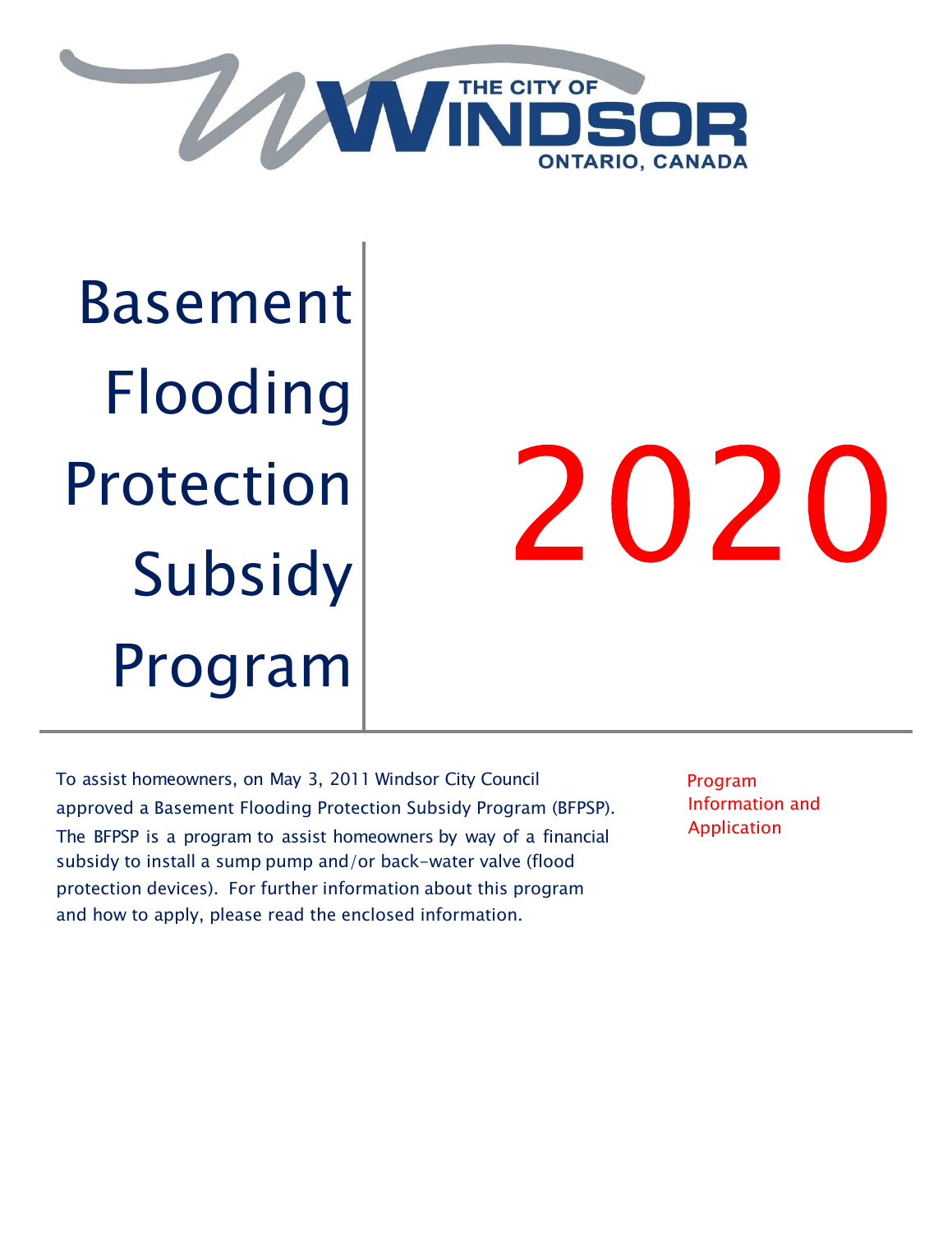THE CITY OF WINDSOR ONTARIO, CANADA

# Basement Flooding Protection Subsidy Program

# 2020

To assist homeowners, on May 3, 2011 Windsor City Council approved a Basement Flooding Protection Subsidy Program (BFPSP). The BFPSP is a program to assist homeowners by way of a financial subsidy to install a sump pump and/or back-water valve (flood protection devices). For further information about this program and how to apply, please read the enclosed information.

Program Information and Application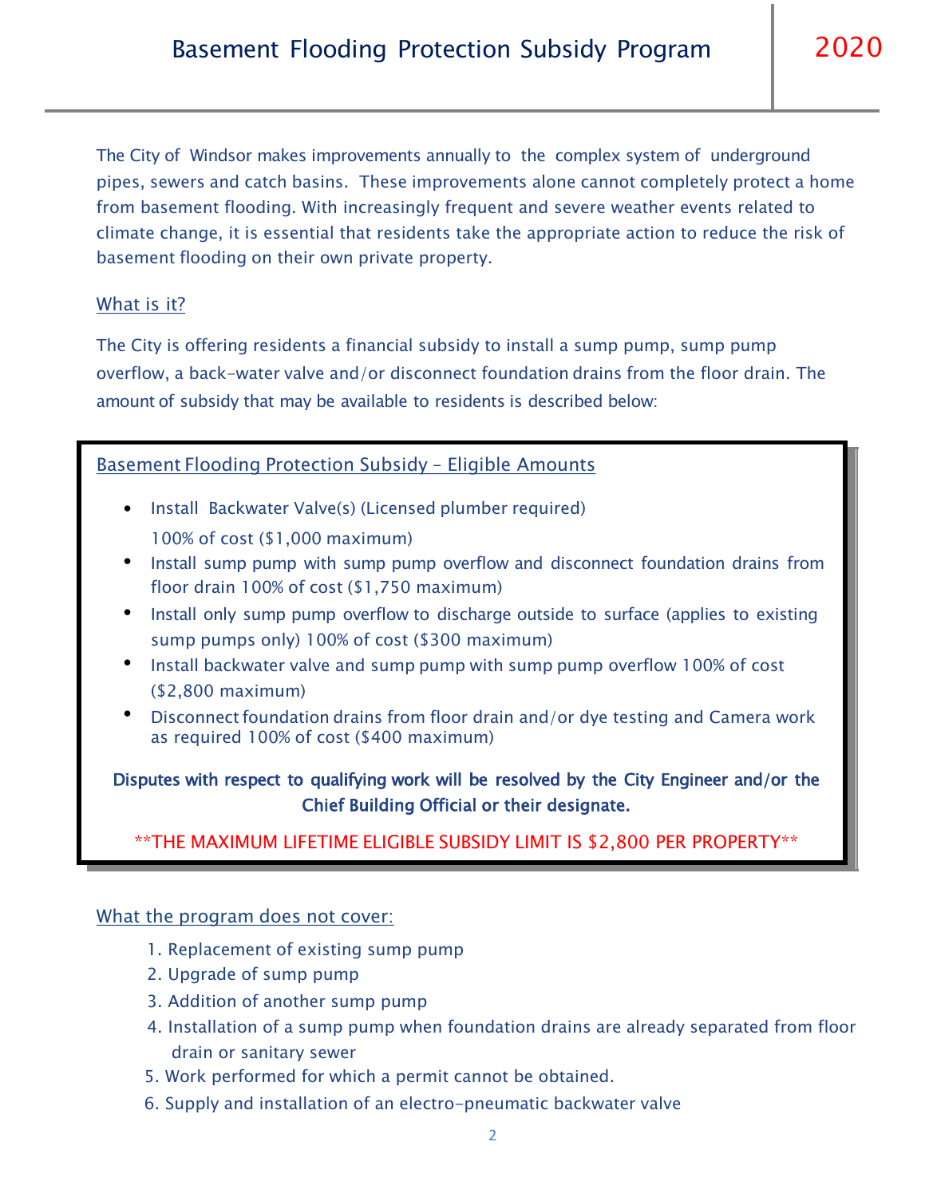# Basement Flooding Protection Subsidy Program 2020

The City of Windsor makes improvements annually to the complex system of underground pipes, sewers and catch basins. These improvements alone cannot completely protect a home from basement flooding. With increasingly frequent and severe weather events related to climate change, it is essential that residents take the appropriate action to reduce the risk of basement flooding on their own private property.

## What is it?

The City is offering residents a financial subsidy to install a sump pump, sump pump overflow, a back-water valve and/or disconnect foundation drains from the floor drain. The amount of subsidy that may be available to residents is described below:

### Basement Flooding Protection Subsidy – Eligible Amounts

- Install Backwater Valve(s) (Licensed plumber required) 100% of cost ($1,000 maximum)
- Install sump pump with sump pump overflow and disconnect foundation drains from floor drain 100% of cost ($1,750 maximum)
- Install only sump pump overflow to discharge outside to surface (applies to existing sump pumps only) 100% of cost ($300 maximum)
- Install backwater valve and sump pump with sump pump overflow 100% of cost ($2,800 maximum)
- Disconnect foundation drains from floor drain and/or dye testing and Camera work as required 100% of cost ($400 maximum)

**Disputes with respect to qualifying work will be resolved by the City Engineer and/or the Chief Building Official or their designate.**

**THE MAXIMUM LIFETIME ELIGIBLE SUBSIDY LIMIT IS $2,800 PER PROPERTY**

## What the program does not cover:

1. Replacement of existing sump pump
2. Upgrade of sump pump
3. Addition of another sump pump
4. Installation of a sump pump when foundation drains are already separated from floor drain or sanitary sewer
5. Work performed for which a permit cannot be obtained.
6. Supply and installation of an electro-pneumatic backwater valve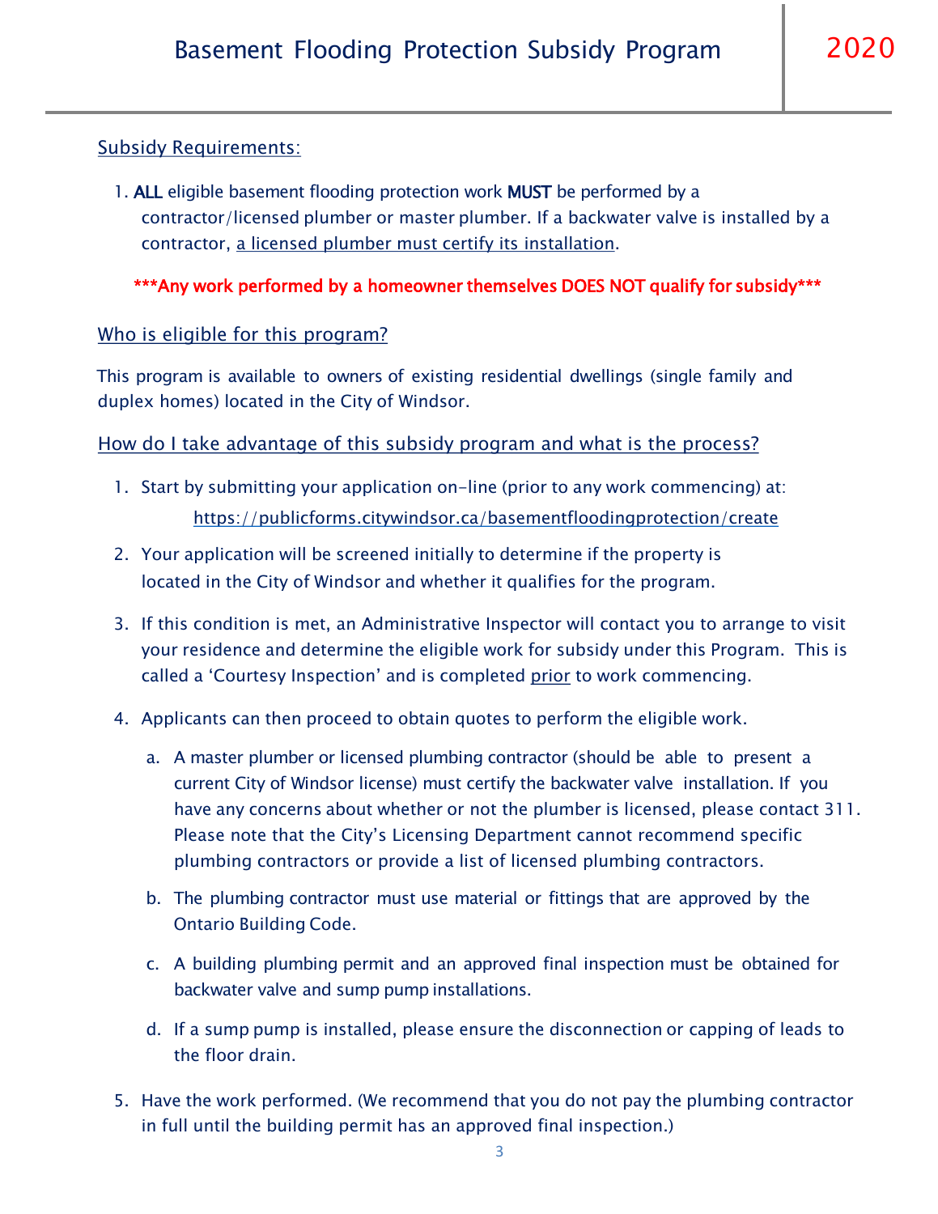## Subsidy Requirements:

1. **ALL** eligible basement flooding protection work **MUST** be performed by a contractor/licensed plumber or master plumber. If a backwater valve is installed by a contractor, a licensed plumber must certify its installation.

***Any work performed by a homeowner themselves DOES NOT qualify for subsidy***

## Who is eligible for this program?

This program is available to owners of existing residential dwellings (single family and duplex homes) located in the City of Windsor.

## How do I take advantage of this subsidy program and what is the process?

1. Start by submitting your application on-line (prior to any work commencing) at: https://publicforms.citywindsor.ca/basementfloodingprotection/create
2. Your application will be screened initially to determine if the property is located in the City of Windsor and whether it qualifies for the program.
3. If this condition is met, an Administrative Inspector will contact you to arrange to visit your residence and determine the eligible work for subsidy under this Program. This is called a 'Courtesy Inspection' and is completed prior to work commencing.
4. Applicants can then proceed to obtain quotes to perform the eligible work.
   a. A master plumber or licensed plumbing contractor (should be able to present a current City of Windsor license) must certify the backwater valve installation. If you have any concerns about whether or not the plumber is licensed, please contact 311. Please note that the City's Licensing Department cannot recommend specific plumbing contractors or provide a list of licensed plumbing contractors.
   b. The plumbing contractor must use material or fittings that are approved by the Ontario Building Code.
   c. A building plumbing permit and an approved final inspection must be obtained for backwater valve and sump pump installations.
   d. If a sump pump is installed, please ensure the disconnection or capping of leads to the floor drain.
5. Have the work performed. (We recommend that you do not pay the plumbing contractor in full until the building permit has an approved final inspection.)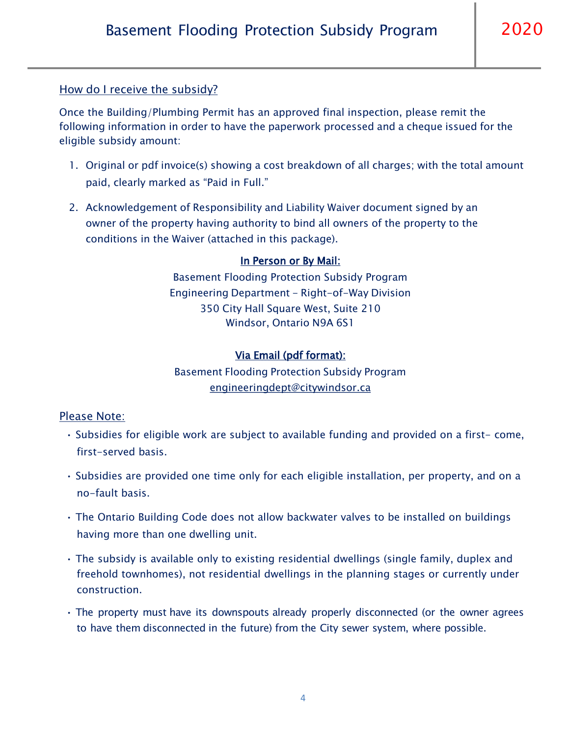## How do I receive the subsidy?

Once the Building/Plumbing Permit has an approved final inspection, please remit the following information in order to have the paperwork processed and a cheque issued for the eligible subsidy amount:

1. Original or pdf invoice(s) showing a cost breakdown of all charges; with the total amount paid, clearly marked as "Paid in Full."
2. Acknowledgement of Responsibility and Liability Waiver document signed by an owner of the property having authority to bind all owners of the property to the conditions in the Waiver (attached in this package).

**In Person or By Mail:**

Basement Flooding Protection Subsidy Program
Engineering Department – Right-of-Way Division
350 City Hall Square West, Suite 210
Windsor, Ontario N9A 6S1

**Via Email (pdf format):**

Basement Flooding Protection Subsidy Program
engineeringdept@citywindsor.ca

## Please Note:

- Subsidies for eligible work are subject to available funding and provided on a first- come, first-served basis.
- Subsidies are provided one time only for each eligible installation, per property, and on a no-fault basis.
- The Ontario Building Code does not allow backwater valves to be installed on buildings having more than one dwelling unit.
- The subsidy is available only to existing residential dwellings (single family, duplex and freehold townhomes), not residential dwellings in the planning stages or currently under construction.
- The property must have its downspouts already properly disconnected (or the owner agrees to have them disconnected in the future) from the City sewer system, where possible.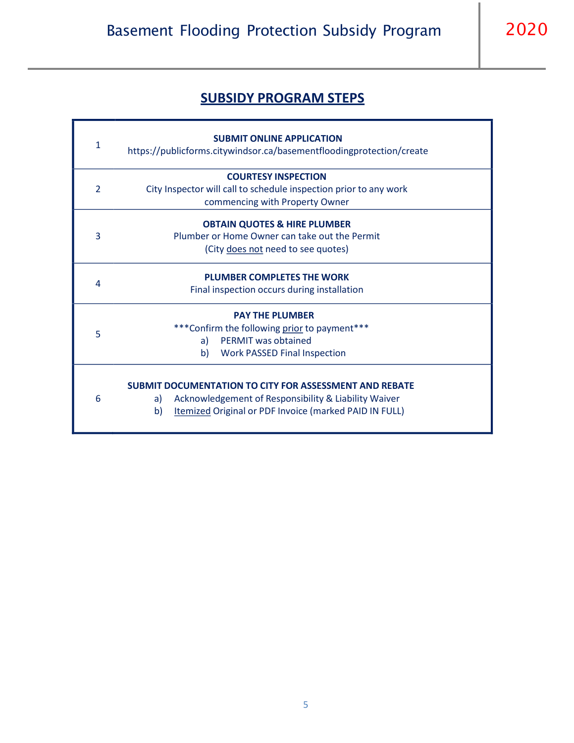## SUBSIDY PROGRAM STEPS

| | |
|---|---|
| 1 | **SUBMIT ONLINE APPLICATION**<br>https://publicforms.citywindsor.ca/basementfloodingprotection/create |
| 2 | **COURTESY INSPECTION**<br>City Inspector will call to schedule inspection prior to any work commencing with Property Owner |
| 3 | **OBTAIN QUOTES & HIRE PLUMBER**<br>Plumber or Home Owner can take out the Permit<br>(City does not need to see quotes) |
| 4 | **PLUMBER COMPLETES THE WORK**<br>Final inspection occurs during installation |
| 5 | **PAY THE PLUMBER**<br>***Confirm the following prior to payment***<br>a) PERMIT was obtained<br>b) Work PASSED Final Inspection |
| 6 | **SUBMIT DOCUMENTATION TO CITY FOR ASSESSMENT AND REBATE**<br>a) Acknowledgement of Responsibility & Liability Waiver<br>b) Itemized Original or PDF Invoice (marked PAID IN FULL) |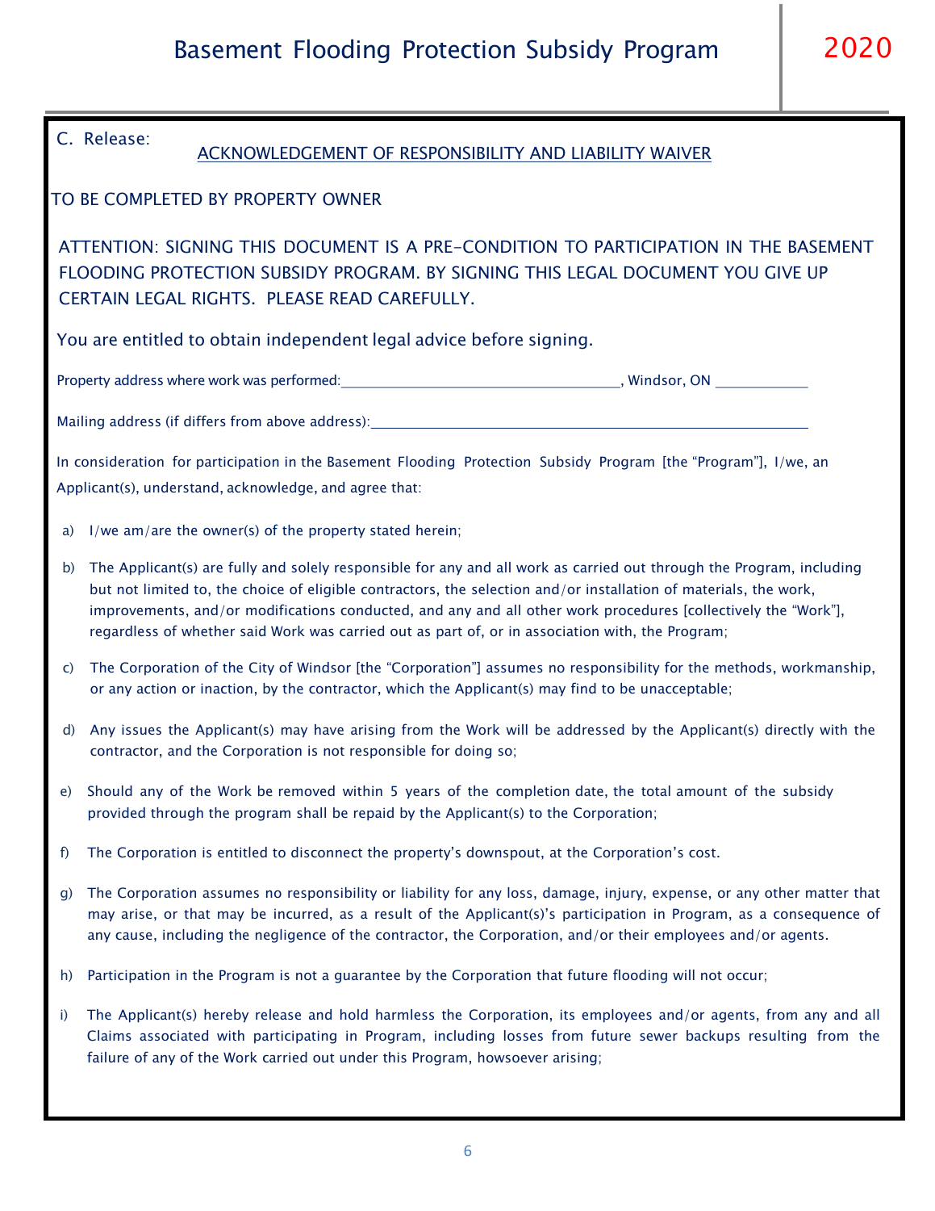C. Release:

## ACKNOWLEDGEMENT OF RESPONSIBILITY AND LIABILITY WAIVER

TO BE COMPLETED BY PROPERTY OWNER

ATTENTION: SIGNING THIS DOCUMENT IS A PRE-CONDITION TO PARTICIPATION IN THE BASEMENT FLOODING PROTECTION SUBSIDY PROGRAM. BY SIGNING THIS LEGAL DOCUMENT YOU GIVE UP CERTAIN LEGAL RIGHTS. PLEASE READ CAREFULLY.

You are entitled to obtain independent legal advice before signing.

Property address where work was performed:\_\_\_\_\_\_\_\_\_\_\_\_\_\_\_\_\_\_\_\_\_\_\_\_\_\_\_\_\_\_\_\_\_\_\_\_, Windsor, ON \_\_\_\_\_\_\_\_\_\_\_\_

Mailing address (if differs from above address):\_\_\_\_\_\_\_\_\_\_\_\_\_\_\_\_\_\_\_\_\_\_\_\_\_\_\_\_\_\_\_\_\_\_\_\_\_\_\_\_\_\_\_\_\_\_\_\_\_\_\_\_\_\_\_\_

In consideration for participation in the Basement Flooding Protection Subsidy Program [the "Program"], I/we, an Applicant(s), understand, acknowledge, and agree that:

a) I/we am/are the owner(s) of the property stated herein;

b) The Applicant(s) are fully and solely responsible for any and all work as carried out through the Program, including but not limited to, the choice of eligible contractors, the selection and/or installation of materials, the work, improvements, and/or modifications conducted, and any and all other work procedures [collectively the "Work"], regardless of whether said Work was carried out as part of, or in association with, the Program;

c) The Corporation of the City of Windsor [the "Corporation"] assumes no responsibility for the methods, workmanship, or any action or inaction, by the contractor, which the Applicant(s) may find to be unacceptable;

d) Any issues the Applicant(s) may have arising from the Work will be addressed by the Applicant(s) directly with the contractor, and the Corporation is not responsible for doing so;

e) Should any of the Work be removed within 5 years of the completion date, the total amount of the subsidy provided through the program shall be repaid by the Applicant(s) to the Corporation;

f) The Corporation is entitled to disconnect the property's downspout, at the Corporation's cost.

g) The Corporation assumes no responsibility or liability for any loss, damage, injury, expense, or any other matter that may arise, or that may be incurred, as a result of the Applicant(s)'s participation in Program, as a consequence of any cause, including the negligence of the contractor, the Corporation, and/or their employees and/or agents.

h) Participation in the Program is not a guarantee by the Corporation that future flooding will not occur;

i) The Applicant(s) hereby release and hold harmless the Corporation, its employees and/or agents, from any and all Claims associated with participating in Program, including losses from future sewer backups resulting from the failure of any of the Work carried out under this Program, howsoever arising;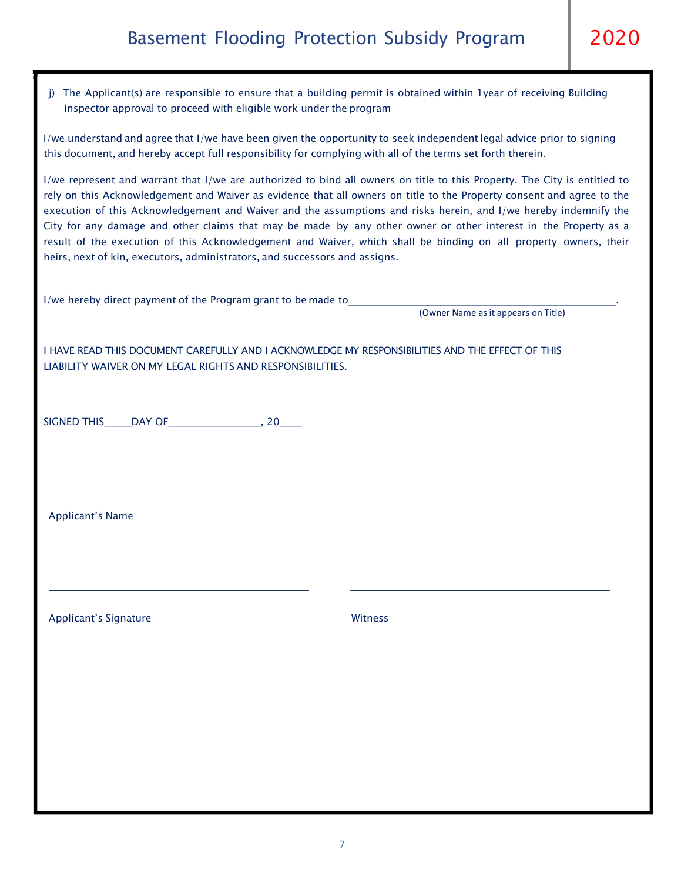j) The Applicant(s) are responsible to ensure that a building permit is obtained within 1year of receiving Building Inspector approval to proceed with eligible work under the program

I/we understand and agree that I/we have been given the opportunity to seek independent legal advice prior to signing this document, and hereby accept full responsibility for complying with all of the terms set forth therein.

I/we represent and warrant that I/we are authorized to bind all owners on title to this Property. The City is entitled to rely on this Acknowledgement and Waiver as evidence that all owners on title to the Property consent and agree to the execution of this Acknowledgement and Waiver and the assumptions and risks herein, and I/we hereby indemnify the City for any damage and other claims that may be made by any other owner or other interest in the Property as a result of the execution of this Acknowledgement and Waiver, which shall be binding on all property owners, their heirs, next of kin, executors, administrators, and successors and assigns.

I/we hereby direct payment of the Program grant to be made to\_\_\_\_\_\_\_\_\_\_\_\_\_\_\_\_\_\_\_\_\_\_\_\_\_\_\_\_\_\_\_\_\_\_\_\_\_\_\_\_\_\_\_\_.
(Owner Name as it appears on Title)

I HAVE READ THIS DOCUMENT CAREFULLY AND I ACKNOWLEDGE MY RESPONSIBILITIES AND THE EFFECT OF THIS LIABILITY WAIVER ON MY LEGAL RIGHTS AND RESPONSIBILITIES.

SIGNED THIS\_\_\_\_\_DAY OF\_\_\_\_\_\_\_\_\_\_\_\_\_\_\_\_\_, 20\_\_\_\_

\_\_\_\_\_\_\_\_\_\_\_\_\_\_\_\_\_\_\_\_\_\_\_\_\_\_\_\_\_\_\_\_\_\_\_\_\_\_\_\_\_\_\_\_

Applicant's Name

\_\_\_\_\_\_\_\_\_\_\_\_\_\_\_\_\_\_\_\_\_\_\_\_\_\_\_\_\_\_\_\_\_\_\_\_\_\_\_\_\_\_\_\_ \_\_\_\_\_\_\_\_\_\_\_\_\_\_\_\_\_\_\_\_\_\_\_\_\_\_\_\_\_\_\_\_\_\_\_\_\_\_\_\_\_\_\_\_

Applicant's Signature Witness